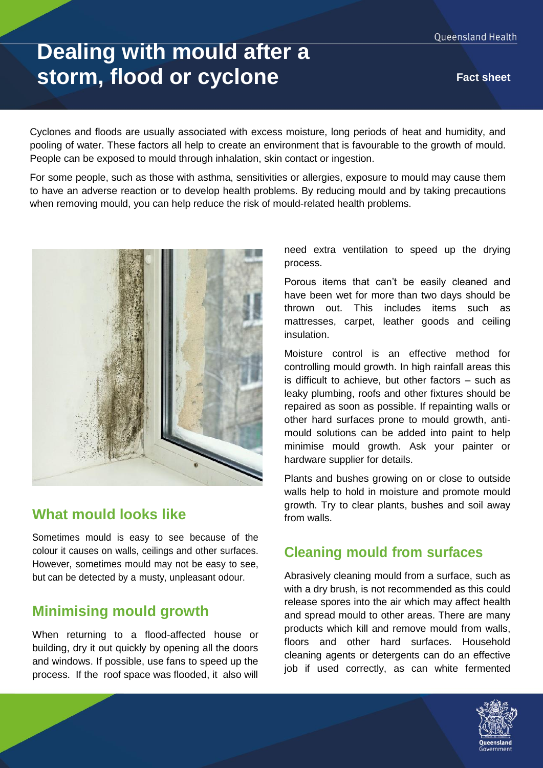# Dealing with mould after a storm, flood or cyclone

**Fact sheet**

Cyclones and floods are usually associated with excess moisture, long periods of heat and humidity, and pooling of water. These factors all help to create an environment that is favourable to the growth of mould. People can be exposed to mould through inhalation, skin contact or ingestion.

For some people, such as those with asthma, sensitivities or allergies, exposure to mould may cause them to have an adverse reaction or to develop health problems. By reducing mould and by taking precautions when removing mould, you can help reduce the risk of mould-related health problems.

## What mould looks like

Sometimes mould is easy to see because of the colour it causes on walls, ceilings and other surfaces. However, sometimes mould may not be easy to see, but can be detected by a musty, unpleasant odour.

## Minimising mould growth

When returning to a flood-affected house or building, dry it out quickly by opening all the doors and windows. If possible, use fans to speed up the process. If the roof space was flooded, it also will need extra ventilation to speed up the drying process.

Porous items that can't be easily cleaned and have been wet for more than two days should be thrown out. This includes items such as mattresses, carpet, leather goods and ceiling insulation.

Moisture control is an effective method for controlling mould growth. In high rainfall areas this is difficult to achieve, but other factors – such as leaky plumbing, roofs and other fixtures should be repaired as soon as possible. If repainting walls or other hard surfaces prone to mould growth, anti-mould solutions can be added into paint to help minimise mould growth. Ask your painter or hardware supplier for details.

Plants and bushes growing on or close to outside walls help to hold in moisture and promote mould growth. Try to clear plants, bushes and soil away from walls.

## Cleaning mould from surfaces

Abrasively cleaning mould from a surface, such as with a dry brush, is not recommended as this could release spores into the air which may affect health and spread mould to other areas. There are many products which kill and remove mould from walls, floors and other hard surfaces. Household cleaning agents or detergents can do an effective job if used correctly, as can white fermented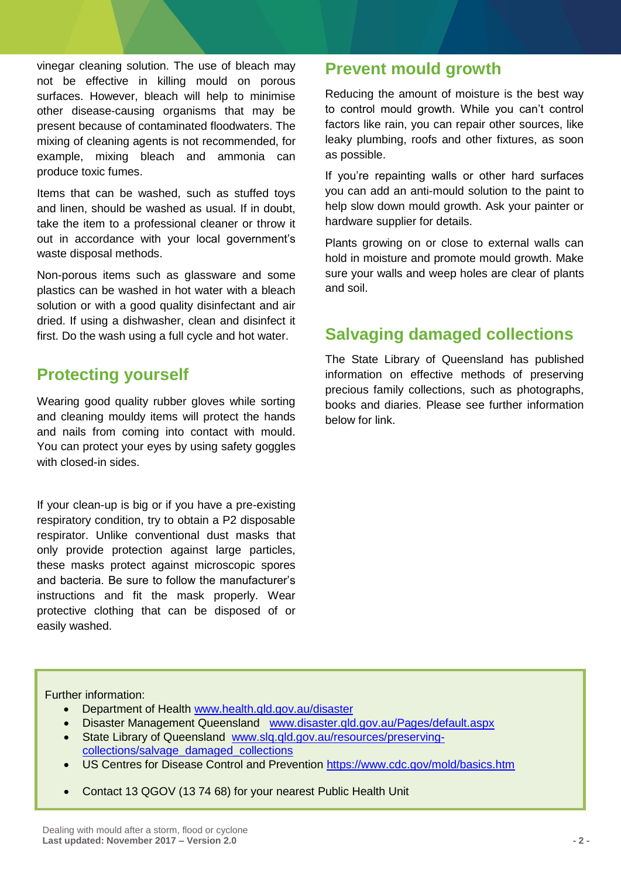vinegar cleaning solution. The use of bleach may not be effective in killing mould on porous surfaces. However, bleach will help to minimise other disease-causing organisms that may be present because of contaminated floodwaters. The mixing of cleaning agents is not recommended, for example, mixing bleach and ammonia can produce toxic fumes.

Items that can be washed, such as stuffed toys and linen, should be washed as usual. If in doubt, take the item to a professional cleaner or throw it out in accordance with your local government's waste disposal methods.

Non-porous items such as glassware and some plastics can be washed in hot water with a bleach solution or with a good quality disinfectant and air dried. If using a dishwasher, clean and disinfect it first. Do the wash using a full cycle and hot water.

## Protecting yourself

Wearing good quality rubber gloves while sorting and cleaning mouldy items will protect the hands and nails from coming into contact with mould. You can protect your eyes by using safety goggles with closed-in sides.

If your clean-up is big or if you have a pre-existing respiratory condition, try to obtain a P2 disposable respirator. Unlike conventional dust masks that only provide protection against large particles, these masks protect against microscopic spores and bacteria. Be sure to follow the manufacturer's instructions and fit the mask properly. Wear protective clothing that can be disposed of or easily washed.

## Prevent mould growth

Reducing the amount of moisture is the best way to control mould growth. While you can't control factors like rain, you can repair other sources, like leaky plumbing, roofs and other fixtures, as soon as possible.

If you're repainting walls or other hard surfaces you can add an anti-mould solution to the paint to help slow down mould growth. Ask your painter or hardware supplier for details.

Plants growing on or close to external walls can hold in moisture and promote mould growth. Make sure your walls and weep holes are clear of plants and soil.

## Salvaging damaged collections

The State Library of Queensland has published information on effective methods of preserving precious family collections, such as photographs, books and diaries. Please see further information below for link.

Further information:

- Department of Health www.health.qld.gov.au/disaster
- Disaster Management Queensland www.disaster.qld.gov.au/Pages/default.aspx
- State Library of Queensland www.slq.qld.gov.au/resources/preserving-collections/salvage_damaged_collections
- US Centres for Disease Control and Prevention https://www.cdc.gov/mold/basics.htm
- Contact 13 QGOV (13 74 68) for your nearest Public Health Unit

Dealing with mould after a storm, flood or cyclone
**Last updated: November 2017 – Version 2.0**